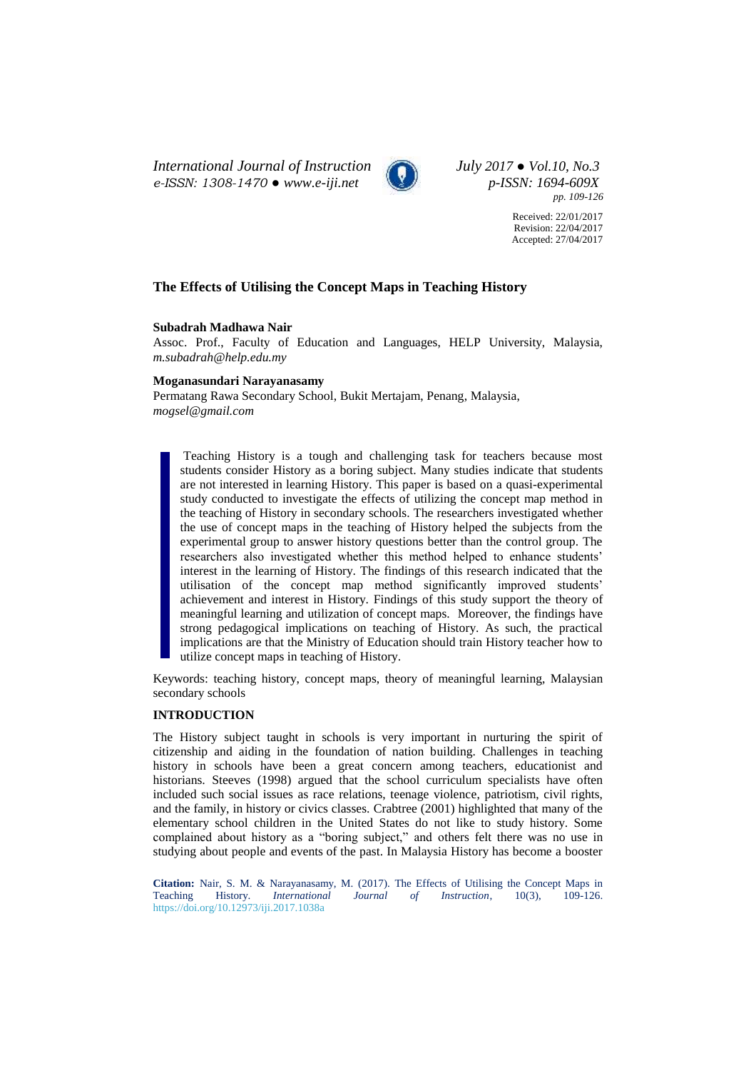Received: 22/01/2017
Revision: 22/04/2017
Accepted: 27/04/2017

# The Effects of Utilising the Concept Maps in Teaching History

**Subadrah Madhawa Nair**
Assoc. Prof., Faculty of Education and Languages, HELP University, Malaysia, *m.subadrah@help.edu.my*

**Moganasundari Narayanasamy**
Permatang Rawa Secondary School, Bukit Mertajam, Penang, Malaysia, *mogsel@gmail.com*

Teaching History is a tough and challenging task for teachers because most students consider History as a boring subject. Many studies indicate that students are not interested in learning History. This paper is based on a quasi-experimental study conducted to investigate the effects of utilizing the concept map method in the teaching of History in secondary schools. The researchers investigated whether the use of concept maps in the teaching of History helped the subjects from the experimental group to answer history questions better than the control group. The researchers also investigated whether this method helped to enhance students' interest in the learning of History. The findings of this research indicated that the utilisation of the concept map method significantly improved students' achievement and interest in History. Findings of this study support the theory of meaningful learning and utilization of concept maps. Moreover, the findings have strong pedagogical implications on teaching of History. As such, the practical implications are that the Ministry of Education should train History teacher how to utilize concept maps in teaching of History.

Keywords: teaching history, concept maps, theory of meaningful learning, Malaysian secondary schools

## INTRODUCTION

The History subject taught in schools is very important in nurturing the spirit of citizenship and aiding in the foundation of nation building. Challenges in teaching history in schools have been a great concern among teachers, educationist and historians. Steeves (1998) argued that the school curriculum specialists have often included such social issues as race relations, teenage violence, patriotism, civil rights, and the family, in history or civics classes. Crabtree (2001) highlighted that many of the elementary school children in the United States do not like to study history. Some complained about history as a "boring subject," and others felt there was no use in studying about people and events of the past. In Malaysia History has become a booster

**Citation:** Nair, S. M. & Narayanasamy, M. (2017). The Effects of Utilising the Concept Maps in Teaching History. *International Journal of Instruction*, 10(3), 109-126. https://doi.org/10.12973/iji.2017.1038a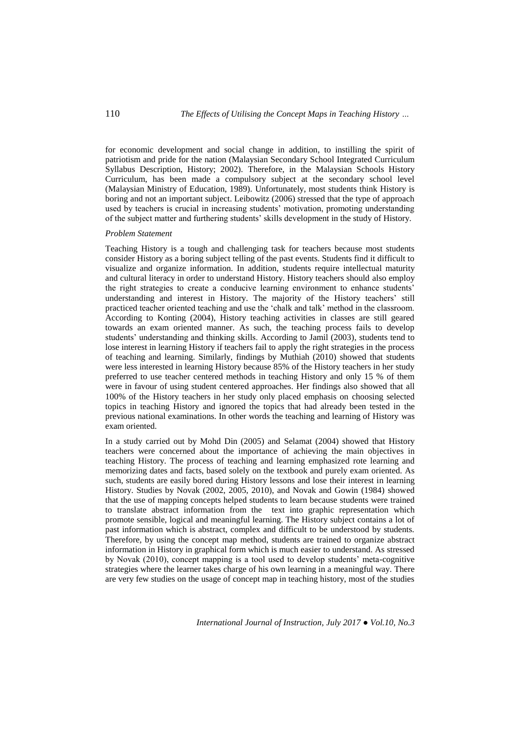for economic development and social change in addition, to instilling the spirit of patriotism and pride for the nation (Malaysian Secondary School Integrated Curriculum Syllabus Description, History; 2002). Therefore, in the Malaysian Schools History Curriculum, has been made a compulsory subject at the secondary school level (Malaysian Ministry of Education, 1989). Unfortunately, most students think History is boring and not an important subject. Leibowitz (2006) stressed that the type of approach used by teachers is crucial in increasing students' motivation, promoting understanding of the subject matter and furthering students' skills development in the study of History.

*Problem Statement*

Teaching History is a tough and challenging task for teachers because most students consider History as a boring subject telling of the past events. Students find it difficult to visualize and organize information. In addition, students require intellectual maturity and cultural literacy in order to understand History. History teachers should also employ the right strategies to create a conducive learning environment to enhance students' understanding and interest in History. The majority of the History teachers' still practiced teacher oriented teaching and use the 'chalk and talk' method in the classroom. According to Konting (2004), History teaching activities in classes are still geared towards an exam oriented manner. As such, the teaching process fails to develop students' understanding and thinking skills. According to Jamil (2003), students tend to lose interest in learning History if teachers fail to apply the right strategies in the process of teaching and learning. Similarly, findings by Muthiah (2010) showed that students were less interested in learning History because 85% of the History teachers in her study preferred to use teacher centered methods in teaching History and only 15 % of them were in favour of using student centered approaches. Her findings also showed that all 100% of the History teachers in her study only placed emphasis on choosing selected topics in teaching History and ignored the topics that had already been tested in the previous national examinations. In other words the teaching and learning of History was exam oriented.

In a study carried out by Mohd Din (2005) and Selamat (2004) showed that History teachers were concerned about the importance of achieving the main objectives in teaching History. The process of teaching and learning emphasized rote learning and memorizing dates and facts, based solely on the textbook and purely exam oriented. As such, students are easily bored during History lessons and lose their interest in learning History. Studies by Novak (2002, 2005, 2010), and Novak and Gowin (1984) showed that the use of mapping concepts helped students to learn because students were trained to translate abstract information from the text into graphic representation which promote sensible, logical and meaningful learning. The History subject contains a lot of past information which is abstract, complex and difficult to be understood by students. Therefore, by using the concept map method, students are trained to organize abstract information in History in graphical form which is much easier to understand. As stressed by Novak (2010), concept mapping is a tool used to develop students' meta-cognitive strategies where the learner takes charge of his own learning in a meaningful way. There are very few studies on the usage of concept map in teaching history, most of the studies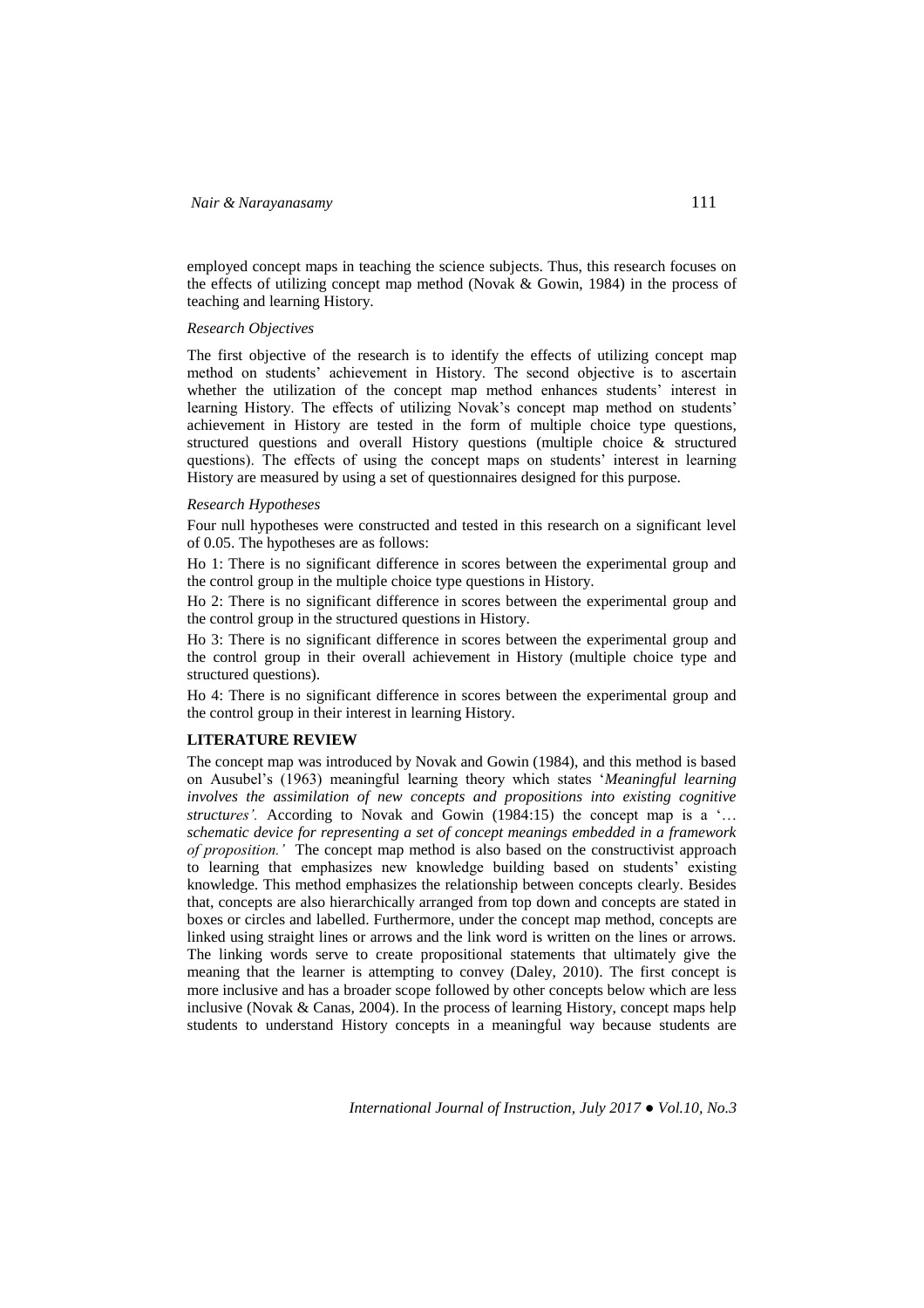employed concept maps in teaching the science subjects. Thus, this research focuses on the effects of utilizing concept map method (Novak & Gowin, 1984) in the process of teaching and learning History.

### *Research Objectives*

The first objective of the research is to identify the effects of utilizing concept map method on students' achievement in History. The second objective is to ascertain whether the utilization of the concept map method enhances students' interest in learning History. The effects of utilizing Novak's concept map method on students' achievement in History are tested in the form of multiple choice type questions, structured questions and overall History questions (multiple choice & structured questions). The effects of using the concept maps on students' interest in learning History are measured by using a set of questionnaires designed for this purpose.

### *Research Hypotheses*

Four null hypotheses were constructed and tested in this research on a significant level of 0.05. The hypotheses are as follows:

Ho 1: There is no significant difference in scores between the experimental group and the control group in the multiple choice type questions in History.

Ho 2: There is no significant difference in scores between the experimental group and the control group in the structured questions in History.

Ho 3: There is no significant difference in scores between the experimental group and the control group in their overall achievement in History (multiple choice type and structured questions).

Ho 4: There is no significant difference in scores between the experimental group and the control group in their interest in learning History.

## LITERATURE REVIEW

The concept map was introduced by Novak and Gowin (1984), and this method is based on Ausubel's (1963) meaningful learning theory which states '*Meaningful learning involves the assimilation of new concepts and propositions into existing cognitive structures'.* According to Novak and Gowin (1984:15) the concept map is a '*… schematic device for representing a set of concept meanings embedded in a framework of proposition.'* The concept map method is also based on the constructivist approach to learning that emphasizes new knowledge building based on students' existing knowledge. This method emphasizes the relationship between concepts clearly. Besides that, concepts are also hierarchically arranged from top down and concepts are stated in boxes or circles and labelled. Furthermore, under the concept map method, concepts are linked using straight lines or arrows and the link word is written on the lines or arrows. The linking words serve to create propositional statements that ultimately give the meaning that the learner is attempting to convey (Daley, 2010). The first concept is more inclusive and has a broader scope followed by other concepts below which are less inclusive (Novak & Canas, 2004). In the process of learning History, concept maps help students to understand History concepts in a meaningful way because students are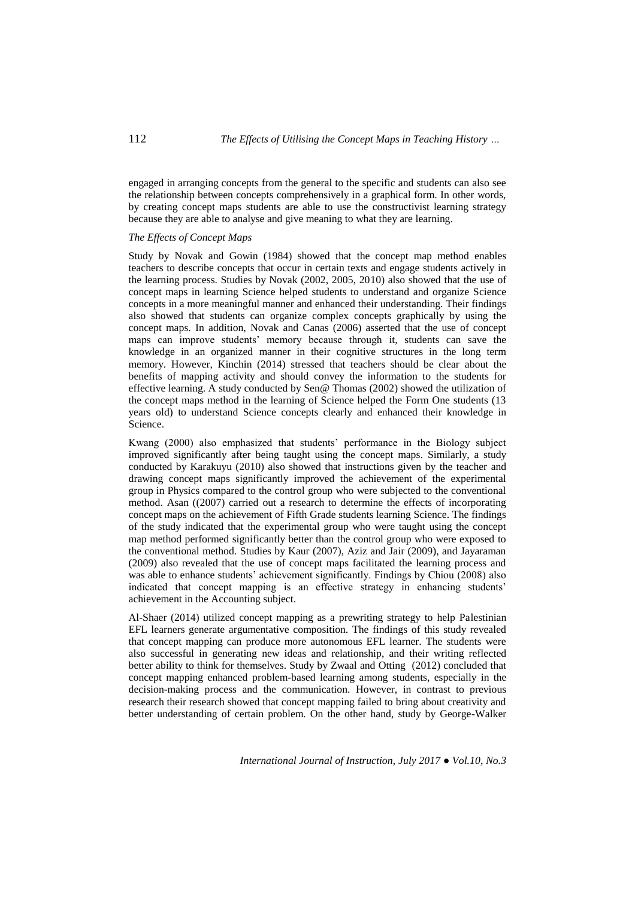engaged in arranging concepts from the general to the specific and students can also see the relationship between concepts comprehensively in a graphical form. In other words, by creating concept maps students are able to use the constructivist learning strategy because they are able to analyse and give meaning to what they are learning.

*The Effects of Concept Maps*

Study by Novak and Gowin (1984) showed that the concept map method enables teachers to describe concepts that occur in certain texts and engage students actively in the learning process. Studies by Novak (2002, 2005, 2010) also showed that the use of concept maps in learning Science helped students to understand and organize Science concepts in a more meaningful manner and enhanced their understanding. Their findings also showed that students can organize complex concepts graphically by using the concept maps. In addition, Novak and Canas (2006) asserted that the use of concept maps can improve students' memory because through it, students can save the knowledge in an organized manner in their cognitive structures in the long term memory. However, Kinchin (2014) stressed that teachers should be clear about the benefits of mapping activity and should convey the information to the students for effective learning. A study conducted by Sen@ Thomas (2002) showed the utilization of the concept maps method in the learning of Science helped the Form One students (13 years old) to understand Science concepts clearly and enhanced their knowledge in Science.

Kwang (2000) also emphasized that students' performance in the Biology subject improved significantly after being taught using the concept maps. Similarly, a study conducted by Karakuyu (2010) also showed that instructions given by the teacher and drawing concept maps significantly improved the achievement of the experimental group in Physics compared to the control group who were subjected to the conventional method. Asan ((2007) carried out a research to determine the effects of incorporating concept maps on the achievement of Fifth Grade students learning Science. The findings of the study indicated that the experimental group who were taught using the concept map method performed significantly better than the control group who were exposed to the conventional method. Studies by Kaur (2007), Aziz and Jair (2009), and Jayaraman (2009) also revealed that the use of concept maps facilitated the learning process and was able to enhance students' achievement significantly. Findings by Chiou (2008) also indicated that concept mapping is an effective strategy in enhancing students' achievement in the Accounting subject.

Al-Shaer (2014) utilized concept mapping as a prewriting strategy to help Palestinian EFL learners generate argumentative composition. The findings of this study revealed that concept mapping can produce more autonomous EFL learner. The students were also successful in generating new ideas and relationship, and their writing reflected better ability to think for themselves. Study by Zwaal and Otting (2012) concluded that concept mapping enhanced problem-based learning among students, especially in the decision-making process and the communication. However, in contrast to previous research their research showed that concept mapping failed to bring about creativity and better understanding of certain problem. On the other hand, study by George-Walker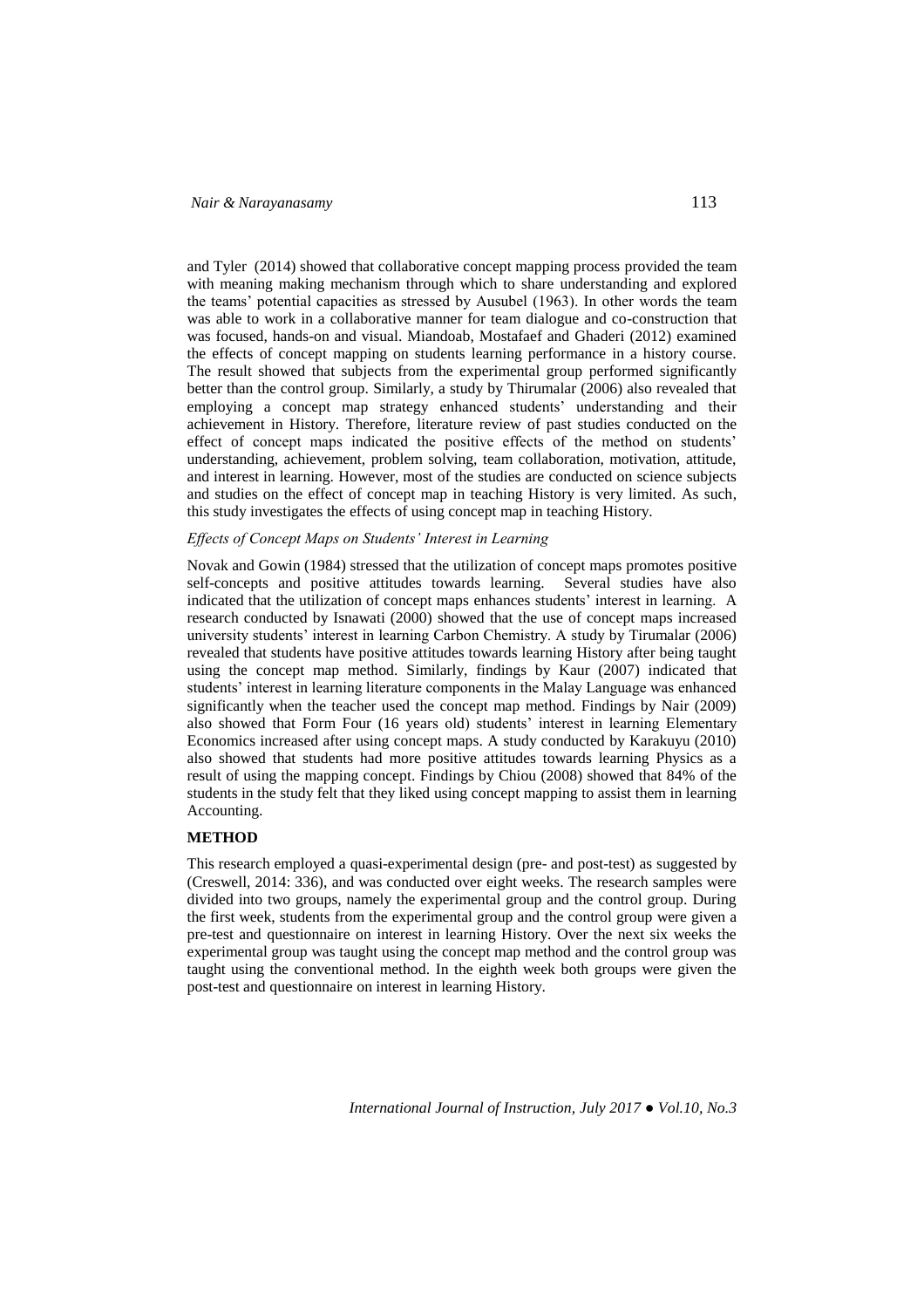and Tyler (2014) showed that collaborative concept mapping process provided the team with meaning making mechanism through which to share understanding and explored the teams' potential capacities as stressed by Ausubel (1963). In other words the team was able to work in a collaborative manner for team dialogue and co-construction that was focused, hands-on and visual. Miandoab, Mostafaef and Ghaderi (2012) examined the effects of concept mapping on students learning performance in a history course. The result showed that subjects from the experimental group performed significantly better than the control group. Similarly, a study by Thirumalar (2006) also revealed that employing a concept map strategy enhanced students' understanding and their achievement in History. Therefore, literature review of past studies conducted on the effect of concept maps indicated the positive effects of the method on students' understanding, achievement, problem solving, team collaboration, motivation, attitude, and interest in learning. However, most of the studies are conducted on science subjects and studies on the effect of concept map in teaching History is very limited. As such, this study investigates the effects of using concept map in teaching History.

*Effects of Concept Maps on Students' Interest in Learning*

Novak and Gowin (1984) stressed that the utilization of concept maps promotes positive self-concepts and positive attitudes towards learning. Several studies have also indicated that the utilization of concept maps enhances students' interest in learning. A research conducted by Isnawati (2000) showed that the use of concept maps increased university students' interest in learning Carbon Chemistry. A study by Tirumalar (2006) revealed that students have positive attitudes towards learning History after being taught using the concept map method. Similarly, findings by Kaur (2007) indicated that students' interest in learning literature components in the Malay Language was enhanced significantly when the teacher used the concept map method. Findings by Nair (2009) also showed that Form Four (16 years old) students' interest in learning Elementary Economics increased after using concept maps. A study conducted by Karakuyu (2010) also showed that students had more positive attitudes towards learning Physics as a result of using the mapping concept. Findings by Chiou (2008) showed that 84% of the students in the study felt that they liked using concept mapping to assist them in learning Accounting.

## METHOD

This research employed a quasi-experimental design (pre- and post-test) as suggested by (Creswell, 2014: 336), and was conducted over eight weeks. The research samples were divided into two groups, namely the experimental group and the control group. During the first week, students from the experimental group and the control group were given a pre-test and questionnaire on interest in learning History. Over the next six weeks the experimental group was taught using the concept map method and the control group was taught using the conventional method. In the eighth week both groups were given the post-test and questionnaire on interest in learning History.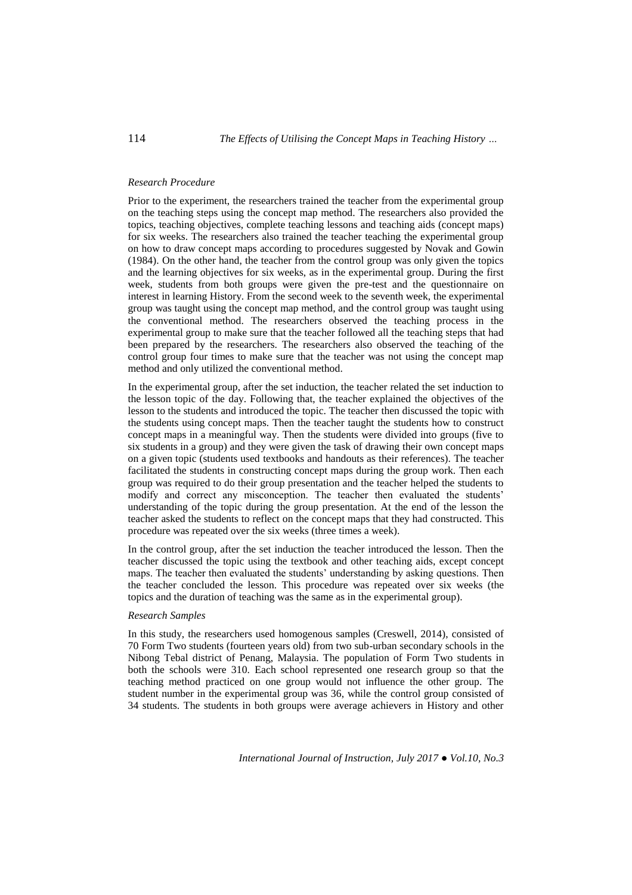*Research Procedure*

Prior to the experiment, the researchers trained the teacher from the experimental group on the teaching steps using the concept map method. The researchers also provided the topics, teaching objectives, complete teaching lessons and teaching aids (concept maps) for six weeks. The researchers also trained the teacher teaching the experimental group on how to draw concept maps according to procedures suggested by Novak and Gowin (1984). On the other hand, the teacher from the control group was only given the topics and the learning objectives for six weeks, as in the experimental group. During the first week, students from both groups were given the pre-test and the questionnaire on interest in learning History. From the second week to the seventh week, the experimental group was taught using the concept map method, and the control group was taught using the conventional method. The researchers observed the teaching process in the experimental group to make sure that the teacher followed all the teaching steps that had been prepared by the researchers. The researchers also observed the teaching of the control group four times to make sure that the teacher was not using the concept map method and only utilized the conventional method.

In the experimental group, after the set induction, the teacher related the set induction to the lesson topic of the day. Following that, the teacher explained the objectives of the lesson to the students and introduced the topic. The teacher then discussed the topic with the students using concept maps. Then the teacher taught the students how to construct concept maps in a meaningful way. Then the students were divided into groups (five to six students in a group) and they were given the task of drawing their own concept maps on a given topic (students used textbooks and handouts as their references). The teacher facilitated the students in constructing concept maps during the group work. Then each group was required to do their group presentation and the teacher helped the students to modify and correct any misconception. The teacher then evaluated the students' understanding of the topic during the group presentation. At the end of the lesson the teacher asked the students to reflect on the concept maps that they had constructed. This procedure was repeated over the six weeks (three times a week).

In the control group, after the set induction the teacher introduced the lesson. Then the teacher discussed the topic using the textbook and other teaching aids, except concept maps. The teacher then evaluated the students' understanding by asking questions. Then the teacher concluded the lesson. This procedure was repeated over six weeks (the topics and the duration of teaching was the same as in the experimental group).

*Research Samples*

In this study, the researchers used homogenous samples (Creswell, 2014), consisted of 70 Form Two students (fourteen years old) from two sub-urban secondary schools in the Nibong Tebal district of Penang, Malaysia. The population of Form Two students in both the schools were 310. Each school represented one research group so that the teaching method practiced on one group would not influence the other group. The student number in the experimental group was 36, while the control group consisted of 34 students. The students in both groups were average achievers in History and other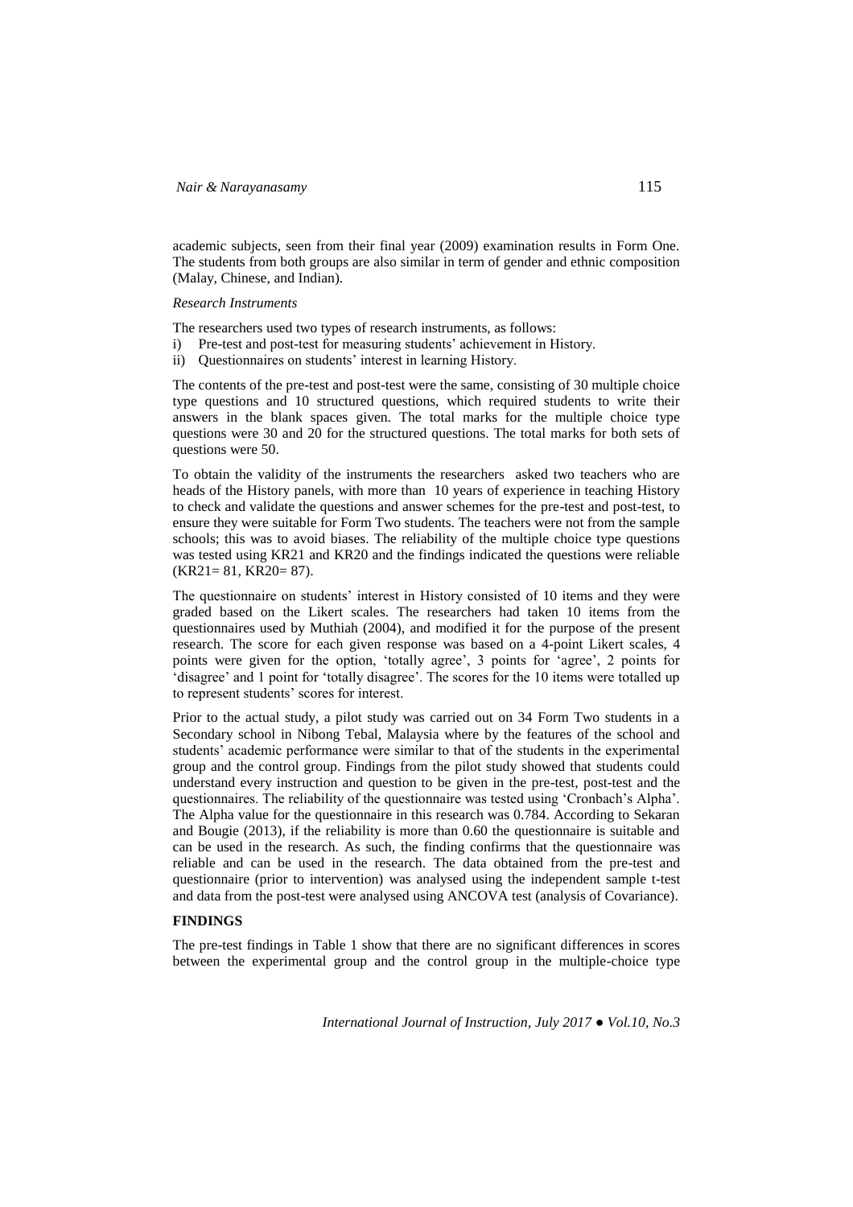academic subjects, seen from their final year (2009) examination results in Form One. The students from both groups are also similar in term of gender and ethnic composition (Malay, Chinese, and Indian).

*Research Instruments*

The researchers used two types of research instruments, as follows:

i) Pre-test and post-test for measuring students' achievement in History.
ii) Questionnaires on students' interest in learning History.

The contents of the pre-test and post-test were the same, consisting of 30 multiple choice type questions and 10 structured questions, which required students to write their answers in the blank spaces given. The total marks for the multiple choice type questions were 30 and 20 for the structured questions. The total marks for both sets of questions were 50.

To obtain the validity of the instruments the researchers asked two teachers who are heads of the History panels, with more than 10 years of experience in teaching History to check and validate the questions and answer schemes for the pre-test and post-test, to ensure they were suitable for Form Two students. The teachers were not from the sample schools; this was to avoid biases. The reliability of the multiple choice type questions was tested using KR21 and KR20 and the findings indicated the questions were reliable (KR21= 81, KR20= 87).

The questionnaire on students' interest in History consisted of 10 items and they were graded based on the Likert scales. The researchers had taken 10 items from the questionnaires used by Muthiah (2004), and modified it for the purpose of the present research. The score for each given response was based on a 4-point Likert scales, 4 points were given for the option, 'totally agree', 3 points for 'agree', 2 points for 'disagree' and 1 point for 'totally disagree'. The scores for the 10 items were totalled up to represent students' scores for interest.

Prior to the actual study, a pilot study was carried out on 34 Form Two students in a Secondary school in Nibong Tebal, Malaysia where by the features of the school and students' academic performance were similar to that of the students in the experimental group and the control group. Findings from the pilot study showed that students could understand every instruction and question to be given in the pre-test, post-test and the questionnaires. The reliability of the questionnaire was tested using 'Cronbach's Alpha'. The Alpha value for the questionnaire in this research was 0.784. According to Sekaran and Bougie (2013), if the reliability is more than 0.60 the questionnaire is suitable and can be used in the research. As such, the finding confirms that the questionnaire was reliable and can be used in the research. The data obtained from the pre-test and questionnaire (prior to intervention) was analysed using the independent sample t-test and data from the post-test were analysed using ANCOVA test (analysis of Covariance).

## FINDINGS

The pre-test findings in Table 1 show that there are no significant differences in scores between the experimental group and the control group in the multiple-choice type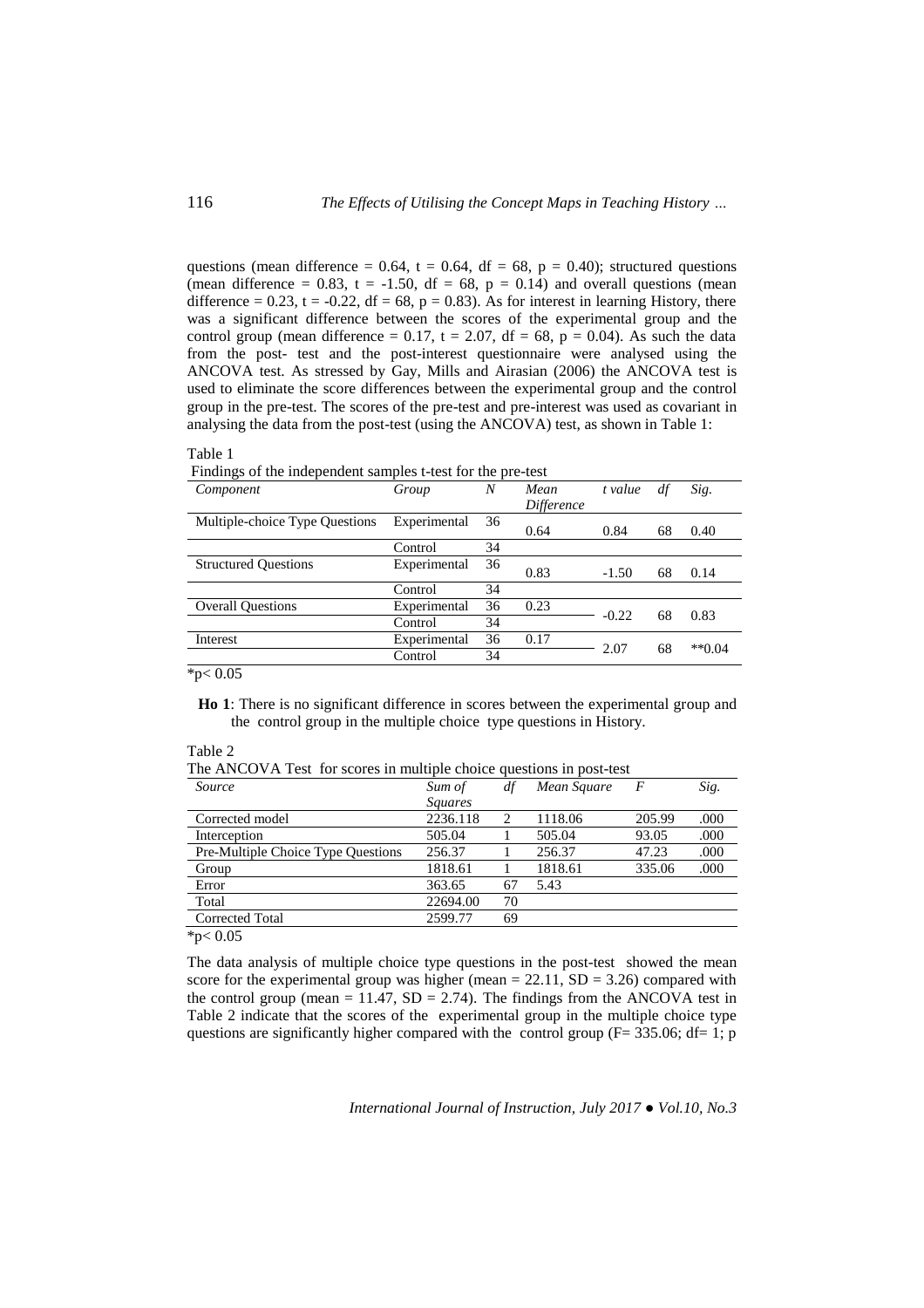questions (mean difference = 0.64, t = 0.64, df = 68, p = 0.40); structured questions (mean difference = 0.83, t = -1.50, df = 68, p = 0.14) and overall questions (mean difference = 0.23, t = -0.22, df = 68, p = 0.83). As for interest in learning History, there was a significant difference between the scores of the experimental group and the control group (mean difference = 0.17, t = 2.07, df = 68, p = 0.04). As such the data from the post- test and the post-interest questionnaire were analysed using the ANCOVA test. As stressed by Gay, Mills and Airasian (2006) the ANCOVA test is used to eliminate the score differences between the experimental group and the control group in the pre-test. The scores of the pre-test and pre-interest was used as covariant in analysing the data from the post-test (using the ANCOVA) test, as shown in Table 1:

Table 1
Findings of the independent samples t-test for the pre-test

| *Component* | *Group* | *N* | *Mean Difference* | *t value* | *df* | *Sig.* |
|---|---|---|---|---|---|---|
| Multiple-choice Type Questions | Experimental | 36 | 0.64 | 0.84 | 68 | 0.40 |
| | Control | 34 | | | | |
| Structured Questions | Experimental | 36 | 0.83 | -1.50 | 68 | 0.14 |
| | Control | 34 | | | | |
| Overall Questions | Experimental | 36 | 0.23 | -0.22 | 68 | 0.83 |
| | Control | 34 | | | | |
| Interest | Experimental | 36 | 0.17 | 2.07 | 68 | **0.04 |
| | Control | 34 | | | | |

*p< 0.05

**Ho 1**: There is no significant difference in scores between the experimental group and the control group in the multiple choice type questions in History.

Table 2
The ANCOVA Test for scores in multiple choice questions in post-test

| *Source* | *Sum of Squares* | *df* | *Mean Square* | *F* | *Sig.* |
|---|---|---|---|---|---|
| Corrected model | 2236.118 | 2 | 1118.06 | 205.99 | .000 |
| Interception | 505.04 | 1 | 505.04 | 93.05 | .000 |
| Pre-Multiple Choice Type Questions | 256.37 | 1 | 256.37 | 47.23 | .000 |
| Group | 1818.61 | 1 | 1818.61 | 335.06 | .000 |
| Error | 363.65 | 67 | 5.43 | | |
| Total | 22694.00 | 70 | | | |
| Corrected Total | 2599.77 | 69 | | | |

*p< 0.05

The data analysis of multiple choice type questions in the post-test showed the mean score for the experimental group was higher (mean = 22.11, SD = 3.26) compared with the control group (mean = 11.47, SD = 2.74). The findings from the ANCOVA test in Table 2 indicate that the scores of the experimental group in the multiple choice type questions are significantly higher compared with the control group (F= 335.06; df= 1; p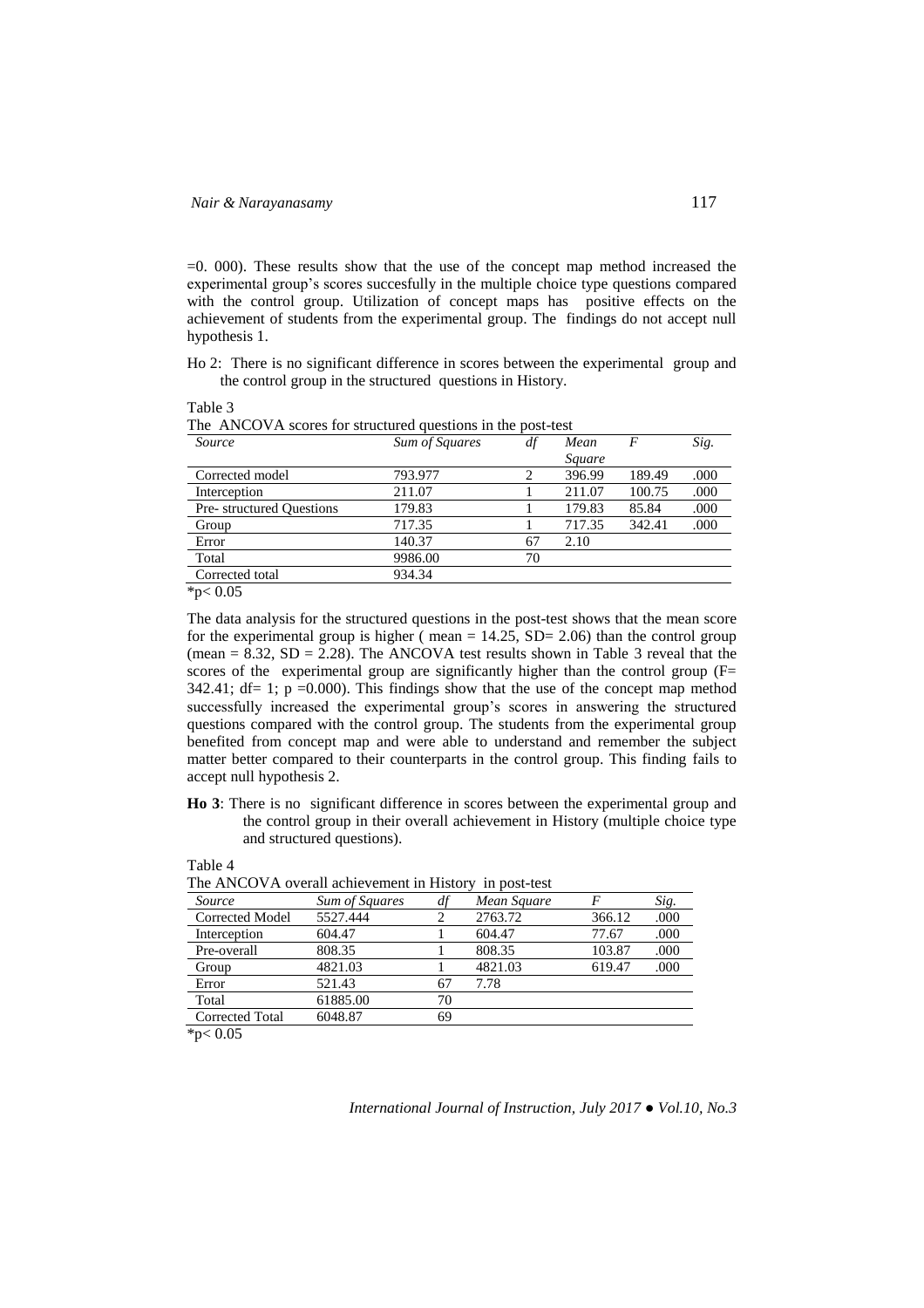=0. 000). These results show that the use of the concept map method increased the experimental group's scores succesfully in the multiple choice type questions compared with the control group. Utilization of concept maps has positive effects on the achievement of students from the experimental group. The findings do not accept null hypothesis 1.

Ho 2: There is no significant difference in scores between the experimental group and the control group in the structured questions in History.

Table 3
The ANCOVA scores for structured questions in the post-test

| *Source* | *Sum of Squares* | *df* | *Mean Square* | *F* | *Sig.* |
|---|---|---|---|---|---|
| Corrected model | 793.977 | 2 | 396.99 | 189.49 | .000 |
| Interception | 211.07 | 1 | 211.07 | 100.75 | .000 |
| Pre- structured Questions | 179.83 | 1 | 179.83 | 85.84 | .000 |
| Group | 717.35 | 1 | 717.35 | 342.41 | .000 |
| Error | 140.37 | 67 | 2.10 | | |
| Total | 9986.00 | 70 | | | |
| Corrected total | 934.34 | | | | |

*p< 0.05

The data analysis for the structured questions in the post-test shows that the mean score for the experimental group is higher ( mean = 14.25, SD= 2.06) than the control group (mean = 8.32, SD = 2.28). The ANCOVA test results shown in Table 3 reveal that the scores of the experimental group are significantly higher than the control group (F= 342.41; df= 1; p =0.000). This findings show that the use of the concept map method successfully increased the experimental group's scores in answering the structured questions compared with the control group. The students from the experimental group benefited from concept map and were able to understand and remember the subject matter better compared to their counterparts in the control group. This finding fails to accept null hypothesis 2.

**Ho 3**: There is no significant difference in scores between the experimental group and the control group in their overall achievement in History (multiple choice type and structured questions).

Table 4
The ANCOVA overall achievement in History in post-test

| *Source* | *Sum of Squares* | *df* | *Mean Square* | *F* | *Sig.* |
|---|---|---|---|---|---|
| Corrected Model | 5527.444 | 2 | 2763.72 | 366.12 | .000 |
| Interception | 604.47 | 1 | 604.47 | 77.67 | .000 |
| Pre-overall | 808.35 | 1 | 808.35 | 103.87 | .000 |
| Group | 4821.03 | 1 | 4821.03 | 619.47 | .000 |
| Error | 521.43 | 67 | 7.78 | | |
| Total | 61885.00 | 70 | | | |
| Corrected Total | 6048.87 | 69 | | | |

*p< 0.05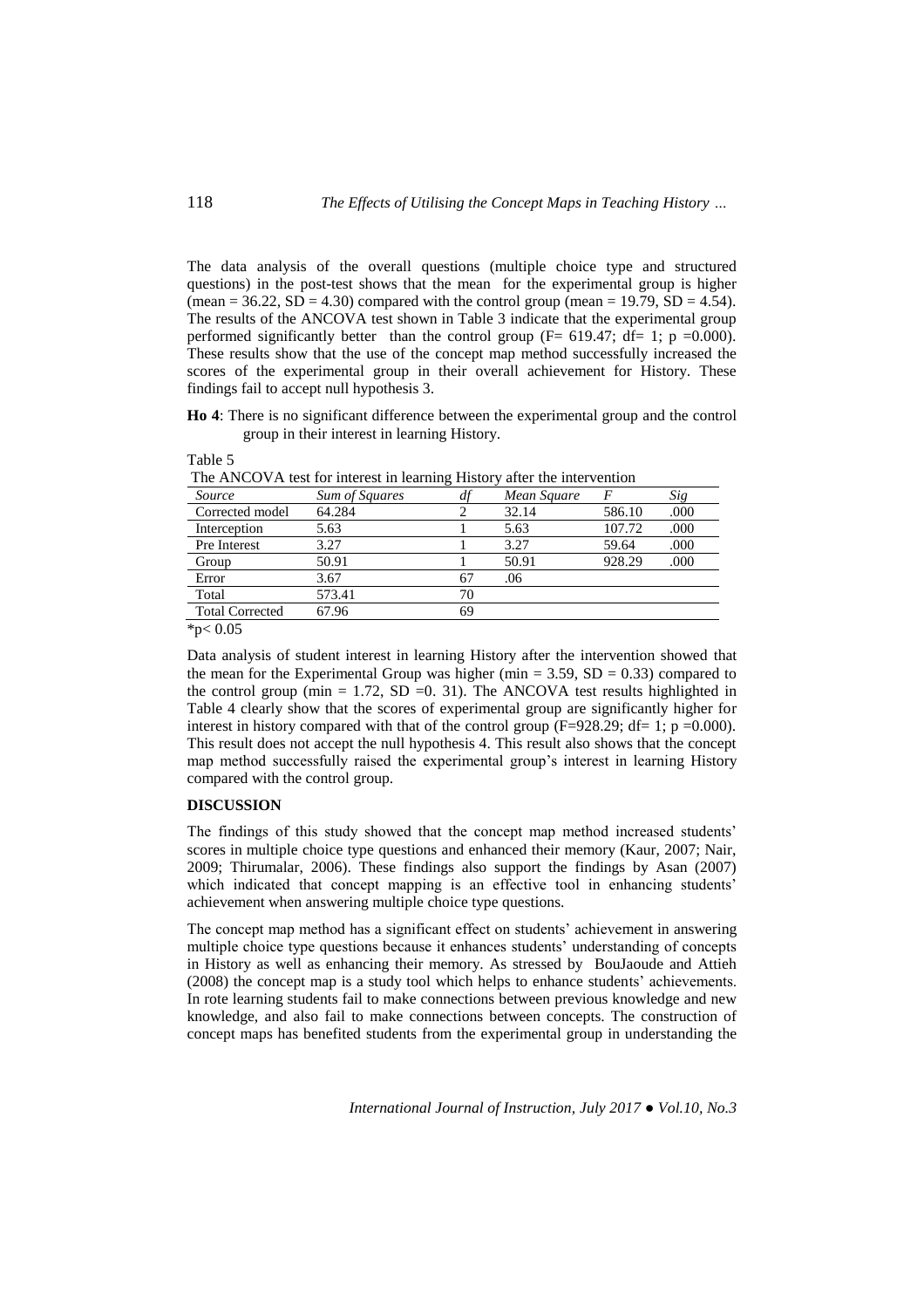The data analysis of the overall questions (multiple choice type and structured questions) in the post-test shows that the mean for the experimental group is higher (mean = 36.22, SD = 4.30) compared with the control group (mean = 19.79, SD = 4.54). The results of the ANCOVA test shown in Table 3 indicate that the experimental group performed significantly better than the control group (F= 619.47; df= 1; p =0.000). These results show that the use of the concept map method successfully increased the scores of the experimental group in their overall achievement for History. These findings fail to accept null hypothesis 3.

**Ho 4**: There is no significant difference between the experimental group and the control group in their interest in learning History.

Table 5

The ANCOVA test for interest in learning History after the intervention

| *Source* | *Sum of Squares* | *df* | *Mean Square* | *F* | *Sig* |
|---|---|---|---|---|---|
| Corrected model | 64.284 | 2 | 32.14 | 586.10 | .000 |
| Interception | 5.63 | 1 | 5.63 | 107.72 | .000 |
| Pre Interest | 3.27 | 1 | 3.27 | 59.64 | .000 |
| Group | 50.91 | 1 | 50.91 | 928.29 | .000 |
| Error | 3.67 | 67 | .06 | | |
| Total | 573.41 | 70 | | | |
| Total Corrected | 67.96 | 69 | | | |

*$p < 0.05$

Data analysis of student interest in learning History after the intervention showed that the mean for the Experimental Group was higher (min = 3.59, SD = 0.33) compared to the control group (min = 1.72, SD =0. 31). The ANCOVA test results highlighted in Table 4 clearly show that the scores of experimental group are significantly higher for interest in history compared with that of the control group (F=928.29; df= 1; p =0.000). This result does not accept the null hypothesis 4. This result also shows that the concept map method successfully raised the experimental group's interest in learning History compared with the control group.

## DISCUSSION

The findings of this study showed that the concept map method increased students' scores in multiple choice type questions and enhanced their memory (Kaur, 2007; Nair, 2009; Thirumalar, 2006). These findings also support the findings by Asan (2007) which indicated that concept mapping is an effective tool in enhancing students' achievement when answering multiple choice type questions.

The concept map method has a significant effect on students' achievement in answering multiple choice type questions because it enhances students' understanding of concepts in History as well as enhancing their memory. As stressed by BouJaoude and Attieh (2008) the concept map is a study tool which helps to enhance students' achievements. In rote learning students fail to make connections between previous knowledge and new knowledge, and also fail to make connections between concepts. The construction of concept maps has benefited students from the experimental group in understanding the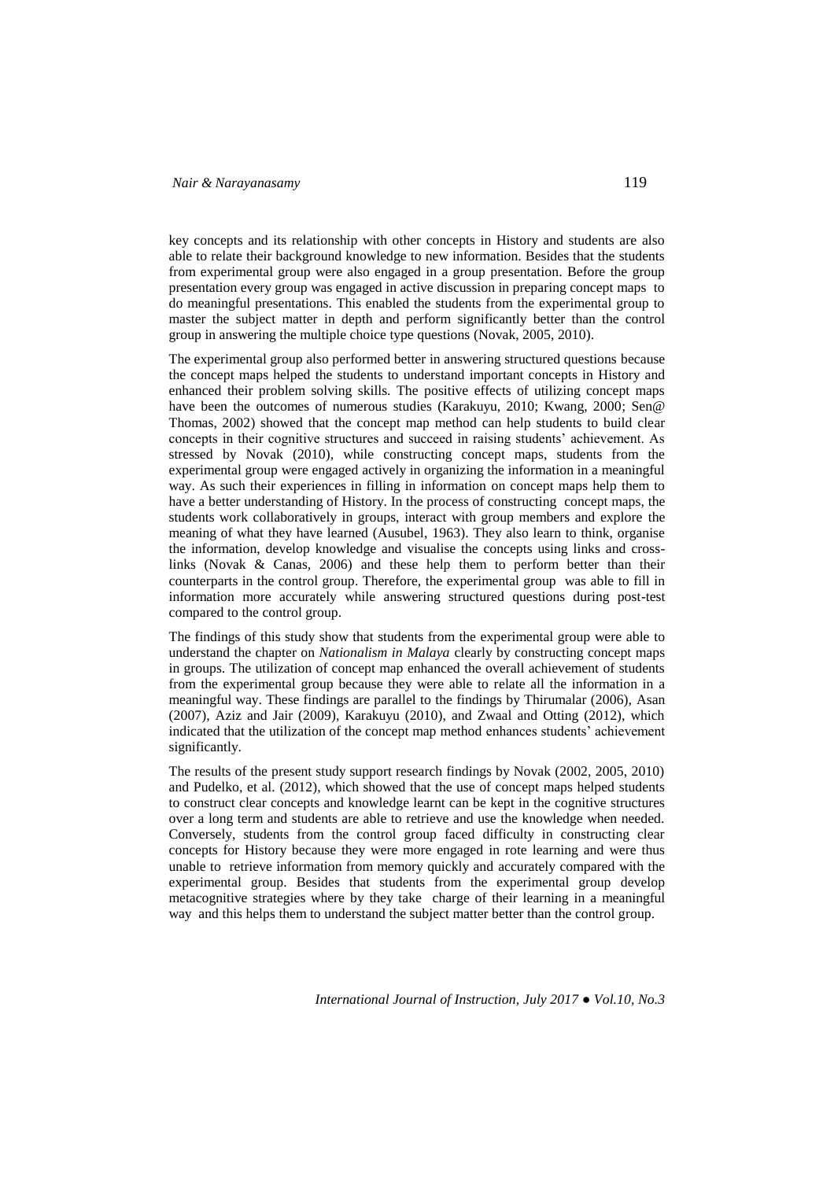key concepts and its relationship with other concepts in History and students are also able to relate their background knowledge to new information. Besides that the students from experimental group were also engaged in a group presentation. Before the group presentation every group was engaged in active discussion in preparing concept maps to do meaningful presentations. This enabled the students from the experimental group to master the subject matter in depth and perform significantly better than the control group in answering the multiple choice type questions (Novak, 2005, 2010).

The experimental group also performed better in answering structured questions because the concept maps helped the students to understand important concepts in History and enhanced their problem solving skills. The positive effects of utilizing concept maps have been the outcomes of numerous studies (Karakuyu, 2010; Kwang, 2000; Sen@ Thomas, 2002) showed that the concept map method can help students to build clear concepts in their cognitive structures and succeed in raising students' achievement. As stressed by Novak (2010), while constructing concept maps, students from the experimental group were engaged actively in organizing the information in a meaningful way. As such their experiences in filling in information on concept maps help them to have a better understanding of History. In the process of constructing concept maps, the students work collaboratively in groups, interact with group members and explore the meaning of what they have learned (Ausubel, 1963). They also learn to think, organise the information, develop knowledge and visualise the concepts using links and cross-links (Novak & Canas, 2006) and these help them to perform better than their counterparts in the control group. Therefore, the experimental group was able to fill in information more accurately while answering structured questions during post-test compared to the control group.

The findings of this study show that students from the experimental group were able to understand the chapter on *Nationalism in Malaya* clearly by constructing concept maps in groups. The utilization of concept map enhanced the overall achievement of students from the experimental group because they were able to relate all the information in a meaningful way. These findings are parallel to the findings by Thirumalar (2006), Asan (2007), Aziz and Jair (2009), Karakuyu (2010), and Zwaal and Otting (2012), which indicated that the utilization of the concept map method enhances students' achievement significantly.

The results of the present study support research findings by Novak (2002, 2005, 2010) and Pudelko, et al. (2012), which showed that the use of concept maps helped students to construct clear concepts and knowledge learnt can be kept in the cognitive structures over a long term and students are able to retrieve and use the knowledge when needed. Conversely, students from the control group faced difficulty in constructing clear concepts for History because they were more engaged in rote learning and were thus unable to retrieve information from memory quickly and accurately compared with the experimental group. Besides that students from the experimental group develop metacognitive strategies where by they take charge of their learning in a meaningful way and this helps them to understand the subject matter better than the control group.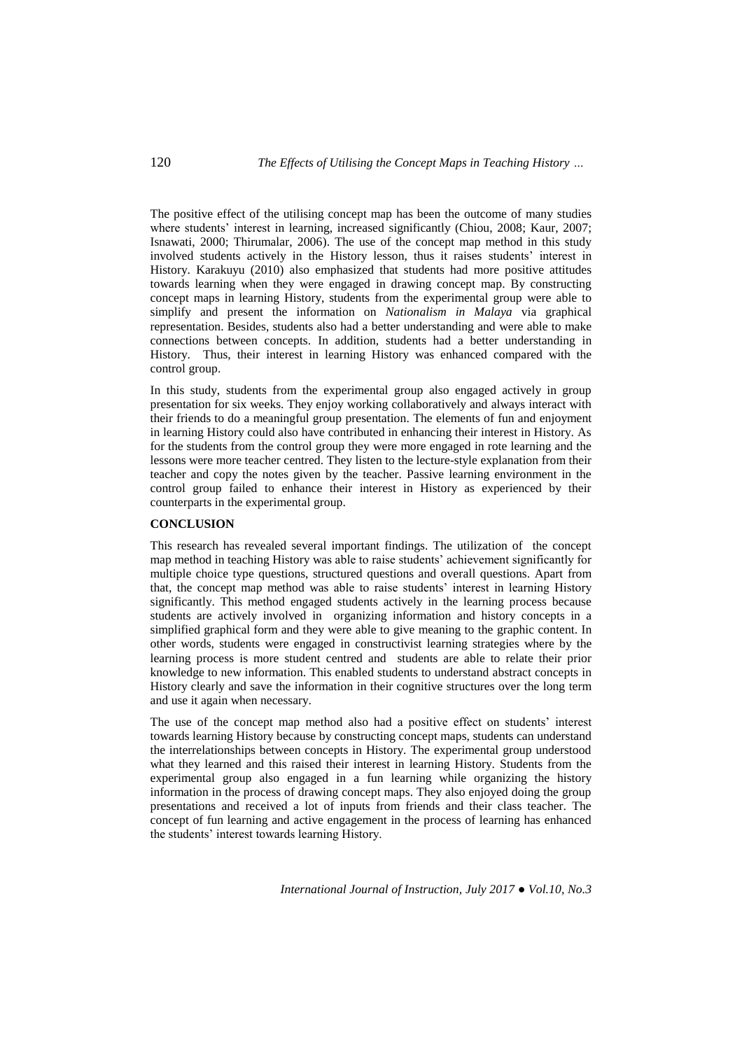The positive effect of the utilising concept map has been the outcome of many studies where students' interest in learning, increased significantly (Chiou, 2008; Kaur, 2007; Isnawati, 2000; Thirumalar, 2006). The use of the concept map method in this study involved students actively in the History lesson, thus it raises students' interest in History. Karakuyu (2010) also emphasized that students had more positive attitudes towards learning when they were engaged in drawing concept map. By constructing concept maps in learning History, students from the experimental group were able to simplify and present the information on *Nationalism in Malaya* via graphical representation. Besides, students also had a better understanding and were able to make connections between concepts. In addition, students had a better understanding in History. Thus, their interest in learning History was enhanced compared with the control group.

In this study, students from the experimental group also engaged actively in group presentation for six weeks. They enjoy working collaboratively and always interact with their friends to do a meaningful group presentation. The elements of fun and enjoyment in learning History could also have contributed in enhancing their interest in History. As for the students from the control group they were more engaged in rote learning and the lessons were more teacher centred. They listen to the lecture-style explanation from their teacher and copy the notes given by the teacher. Passive learning environment in the control group failed to enhance their interest in History as experienced by their counterparts in the experimental group.

## CONCLUSION

This research has revealed several important findings. The utilization of the concept map method in teaching History was able to raise students' achievement significantly for multiple choice type questions, structured questions and overall questions. Apart from that, the concept map method was able to raise students' interest in learning History significantly. This method engaged students actively in the learning process because students are actively involved in organizing information and history concepts in a simplified graphical form and they were able to give meaning to the graphic content. In other words, students were engaged in constructivist learning strategies where by the learning process is more student centred and students are able to relate their prior knowledge to new information. This enabled students to understand abstract concepts in History clearly and save the information in their cognitive structures over the long term and use it again when necessary.

The use of the concept map method also had a positive effect on students' interest towards learning History because by constructing concept maps, students can understand the interrelationships between concepts in History. The experimental group understood what they learned and this raised their interest in learning History. Students from the experimental group also engaged in a fun learning while organizing the history information in the process of drawing concept maps. They also enjoyed doing the group presentations and received a lot of inputs from friends and their class teacher. The concept of fun learning and active engagement in the process of learning has enhanced the students' interest towards learning History.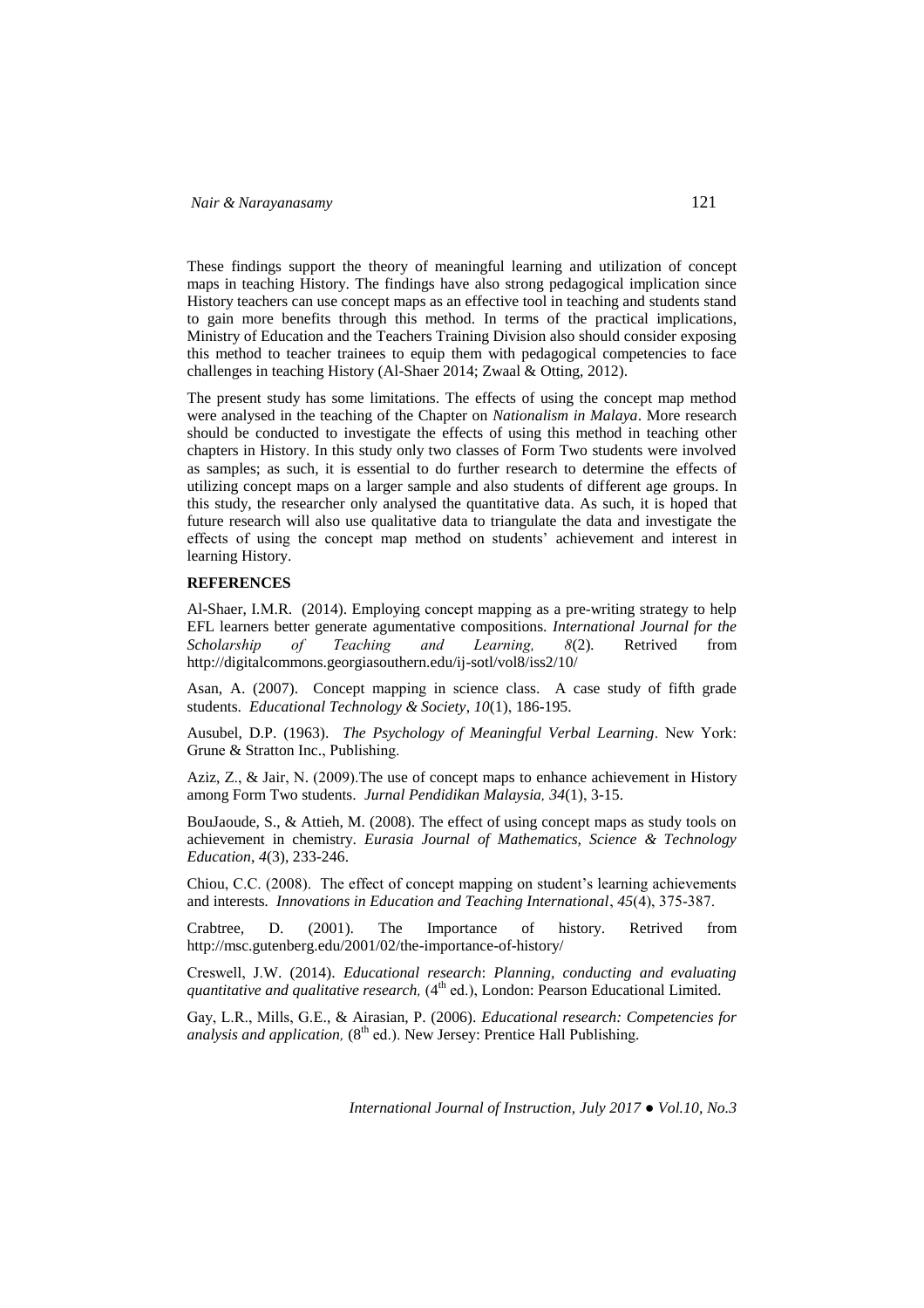These findings support the theory of meaningful learning and utilization of concept maps in teaching History. The findings have also strong pedagogical implication since History teachers can use concept maps as an effective tool in teaching and students stand to gain more benefits through this method. In terms of the practical implications, Ministry of Education and the Teachers Training Division also should consider exposing this method to teacher trainees to equip them with pedagogical competencies to face challenges in teaching History (Al-Shaer 2014; Zwaal & Otting, 2012).

The present study has some limitations. The effects of using the concept map method were analysed in the teaching of the Chapter on *Nationalism in Malaya*. More research should be conducted to investigate the effects of using this method in teaching other chapters in History. In this study only two classes of Form Two students were involved as samples; as such, it is essential to do further research to determine the effects of utilizing concept maps on a larger sample and also students of different age groups. In this study, the researcher only analysed the quantitative data. As such, it is hoped that future research will also use qualitative data to triangulate the data and investigate the effects of using the concept map method on students' achievement and interest in learning History.

## REFERENCES

Al-Shaer, I.M.R. (2014). Employing concept mapping as a pre-writing strategy to help EFL learners better generate agumentative compositions. *International Journal for the Scholarship of Teaching and Learning, 8*(2). Retrived from http://digitalcommons.georgiasouthern.edu/ij-sotl/vol8/iss2/10/

Asan, A. (2007). Concept mapping in science class. A case study of fifth grade students. *Educational Technology & Society, 10*(1), 186-195.

Ausubel, D.P. (1963). *The Psychology of Meaningful Verbal Learning*. New York: Grune & Stratton Inc., Publishing.

Aziz, Z., & Jair, N. (2009).The use of concept maps to enhance achievement in History among Form Two students. *Jurnal Pendidikan Malaysia, 34*(1), 3-15.

BouJaoude, S., & Attieh, M. (2008). The effect of using concept maps as study tools on achievement in chemistry. *Eurasia Journal of Mathematics, Science & Technology Education*, *4*(3), 233-246.

Chiou, C.C. (2008). The effect of concept mapping on student's learning achievements and interests. *Innovations in Education and Teaching International*, *45*(4), 375-387.

Crabtree, D. (2001). The Importance of history. Retrived from http://msc.gutenberg.edu/2001/02/the-importance-of-history/

Creswell, J.W. (2014). *Educational research*: *Planning, conducting and evaluating quantitative and qualitative research,* (4th ed.), London: Pearson Educational Limited.

Gay, L.R., Mills, G.E., & Airasian, P. (2006). *Educational research: Competencies for analysis and application,* (8th ed.). New Jersey: Prentice Hall Publishing.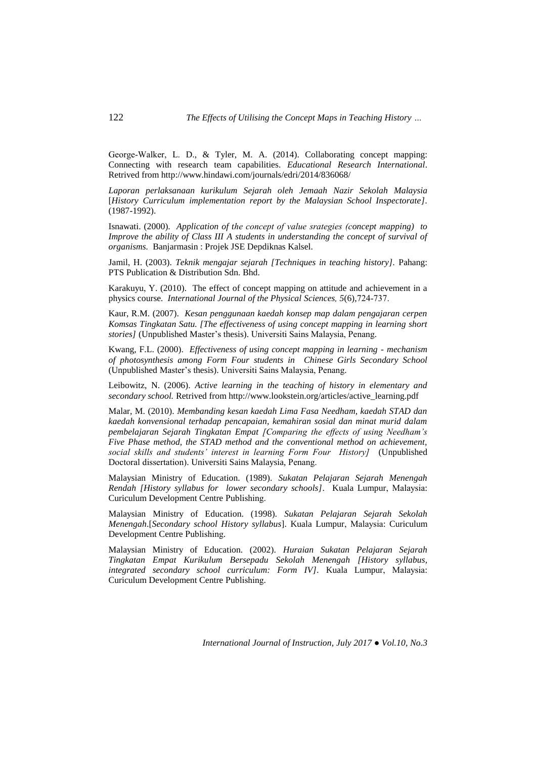George-Walker, L. D., & Tyler, M. A. (2014). Collaborating concept mapping: Connecting with research team capabilities. *Educational Research International*. Retrived from http://www.hindawi.com/journals/edri/2014/836068/

*Laporan perlaksanaan kurikulum Sejarah oleh Jemaah Nazir Sekolah Malaysia* [*History Curriculum implementation report by the Malaysian School Inspectorate]*. (1987-1992).

Isnawati. (2000). *Application of the concept of value srategies (concept mapping) to Improve the ability of Class III A students in understanding the concept of survival of organisms.* Banjarmasin : Projek JSE Depdiknas Kalsel.

Jamil, H. (2003). *Teknik mengajar sejarah [Techniques in teaching history]*. Pahang: PTS Publication & Distribution Sdn. Bhd.

Karakuyu, Y. (2010). The effect of concept mapping on attitude and achievement in a physics course. *International Journal of the Physical Sciences, 5*(6),724-737.

Kaur, R.M. (2007). *Kesan penggunaan kaedah konsep map dalam pengajaran cerpen Komsas Tingkatan Satu. [The effectiveness of using concept mapping in learning short stories]* (Unpublished Master's thesis). Universiti Sains Malaysia, Penang.

Kwang, F.L. (2000). *Effectiveness of using concept mapping in learning - mechanism of photosynthesis among Form Four students in Chinese Girls Secondary School* (Unpublished Master's thesis). Universiti Sains Malaysia, Penang.

Leibowitz, N. (2006). *Active learning in the teaching of history in elementary and secondary school.* Retrived from http://www.lookstein.org/articles/active_learning.pdf

Malar, M. (2010). *Membanding kesan kaedah Lima Fasa Needham, kaedah STAD dan kaedah konvensional terhadap pencapaian, kemahiran sosial dan minat murid dalam pembelajaran Sejarah Tingkatan Empat [Comparing the effects of using Needham's Five Phase method, the STAD method and the conventional method on achievement, social skills and students' interest in learning Form Four History]* (Unpublished Doctoral dissertation). Universiti Sains Malaysia, Penang.

Malaysian Ministry of Education. (1989). *Sukatan Pelajaran Sejarah Menengah Rendah [History syllabus for lower secondary schools]*. Kuala Lumpur, Malaysia: Curiculum Development Centre Publishing.

Malaysian Ministry of Education. (1998). *Sukatan Pelajaran Sejarah Sekolah Menengah*.[*Secondary school History syllabus*]. Kuala Lumpur, Malaysia: Curiculum Development Centre Publishing.

Malaysian Ministry of Education. (2002). *Huraian Sukatan Pelajaran Sejarah Tingkatan Empat Kurikulum Bersepadu Sekolah Menengah [History syllabus, integrated secondary school curriculum: Form IV]*. Kuala Lumpur, Malaysia: Curiculum Development Centre Publishing.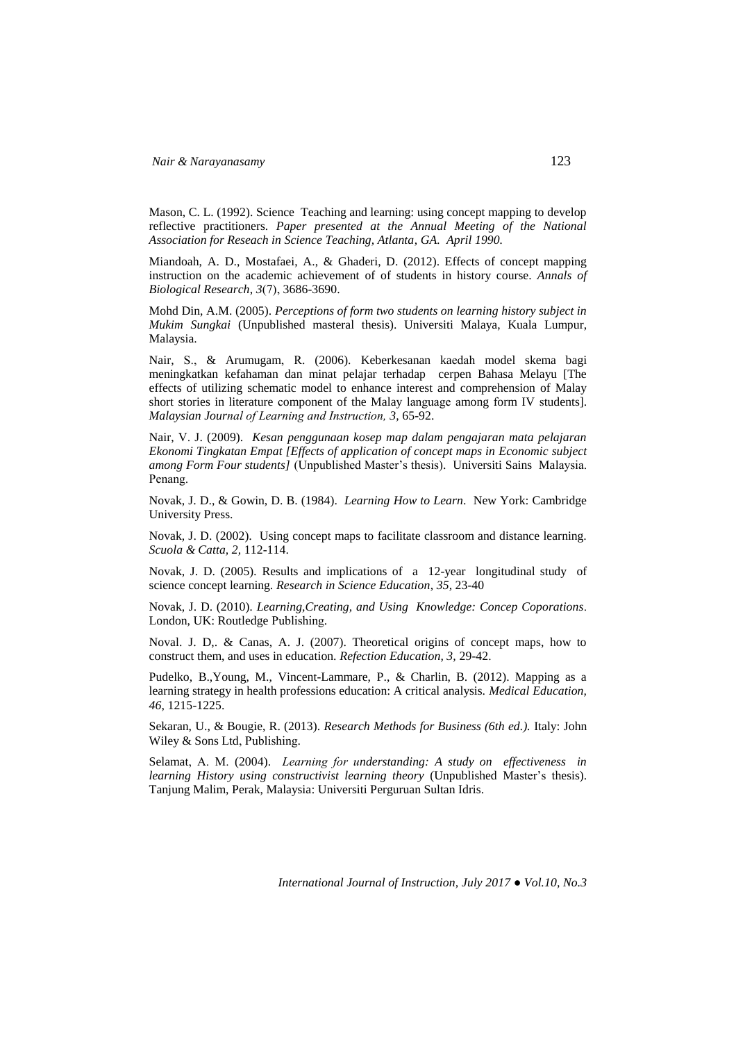Mason, C. L. (1992). Science Teaching and learning: using concept mapping to develop reflective practitioners. *Paper presented at the Annual Meeting of the National Association for Reseach in Science Teaching, Atlanta, GA. April 1990.*

Miandoah, A. D., Mostafaei, A., & Ghaderi, D. (2012). Effects of concept mapping instruction on the academic achievement of of students in history course. *Annals of Biological Research*, *3*(7), 3686-3690.

Mohd Din, A.M. (2005). *Perceptions of form two students on learning history subject in Mukim Sungkai* (Unpublished masteral thesis). Universiti Malaya, Kuala Lumpur, Malaysia.

Nair, S., & Arumugam, R. (2006). Keberkesanan kaedah model skema bagi meningkatkan kefahaman dan minat pelajar terhadap cerpen Bahasa Melayu [The effects of utilizing schematic model to enhance interest and comprehension of Malay short stories in literature component of the Malay language among form IV students]. *Malaysian Journal of Learning and Instruction, 3*, 65-92.

Nair, V. J. (2009). *Kesan penggunaan kosep map dalam pengajaran mata pelajaran Ekonomi Tingkatan Empat [Effects of application of concept maps in Economic subject among Form Four students]* (Unpublished Master's thesis). Universiti Sains Malaysia. Penang.

Novak, J. D., & Gowin, D. B. (1984). *Learning How to Learn*. New York: Cambridge University Press.

Novak, J. D. (2002). Using concept maps to facilitate classroom and distance learning. *Scuola & Catta, 2,* 112-114.

Novak, J. D. (2005). Results and implications of a 12-year longitudinal study of science concept learning. *Research in Science Education*, *35,* 23-40

Novak, J. D. (2010). *Learning,Creating, and Using Knowledge: Concep Coporations*. London, UK: Routledge Publishing.

Noval. J. D,. & Canas, A. J. (2007). Theoretical origins of concept maps, how to construct them, and uses in education. *Refection Education, 3*, 29-42.

Pudelko, B.,Young, M., Vincent-Lammare, P., & Charlin, B. (2012). Mapping as a learning strategy in health professions education: A critical analysis. *Medical Education, 46*, 1215-1225.

Sekaran, U., & Bougie, R. (2013). *Research Methods for Business (6th ed.).* Italy: John Wiley & Sons Ltd, Publishing.

Selamat, A. M. (2004). *Learning for understanding: A study on effectiveness in learning History using constructivist learning theory* (Unpublished Master's thesis). Tanjung Malim, Perak, Malaysia: Universiti Perguruan Sultan Idris.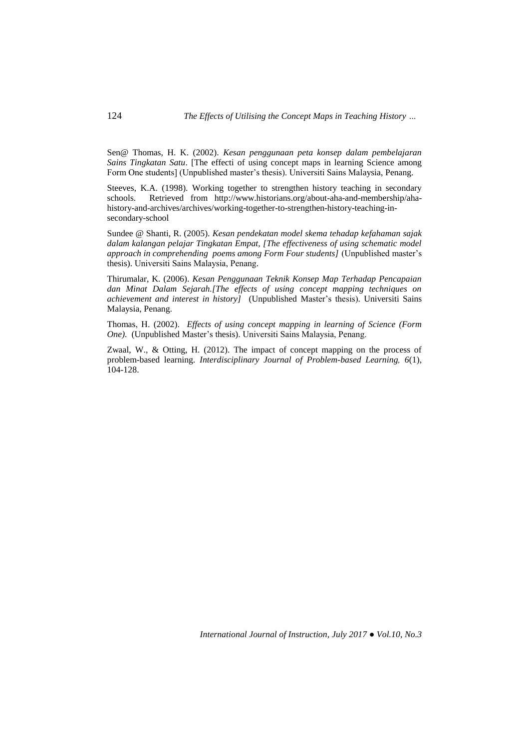Sen@ Thomas, H. K. (2002). *Kesan penggunaan peta konsep dalam pembelajaran Sains Tingkatan Satu*. [The effecti of using concept maps in learning Science among Form One students] (Unpublished master's thesis). Universiti Sains Malaysia, Penang.

Steeves, K.A. (1998). Working together to strengthen history teaching in secondary schools. Retrieved from http://www.historians.org/about-aha-and-membership/aha-history-and-archives/archives/working-together-to-strengthen-history-teaching-in-secondary-school

Sundee @ Shanti, R. (2005). *Kesan pendekatan model skema tehadap kefahaman sajak dalam kalangan pelajar Tingkatan Empat, [The effectiveness of using schematic model approach in comprehending poems among Form Four students]* (Unpublished master's thesis). Universiti Sains Malaysia, Penang.

Thirumalar, K. (2006). *Kesan Penggunaan Teknik Konsep Map Terhadap Pencapaian dan Minat Dalam Sejarah.[The effects of using concept mapping techniques on achievement and interest in history]* (Unpublished Master's thesis). Universiti Sains Malaysia, Penang.

Thomas, H. (2002). *Effects of using concept mapping in learning of Science (Form One).* (Unpublished Master's thesis). Universiti Sains Malaysia, Penang.

Zwaal, W., & Otting, H. (2012). The impact of concept mapping on the process of problem-based learning. *Interdisciplinary Journal of Problem-based Learning, 6*(1), 104-128.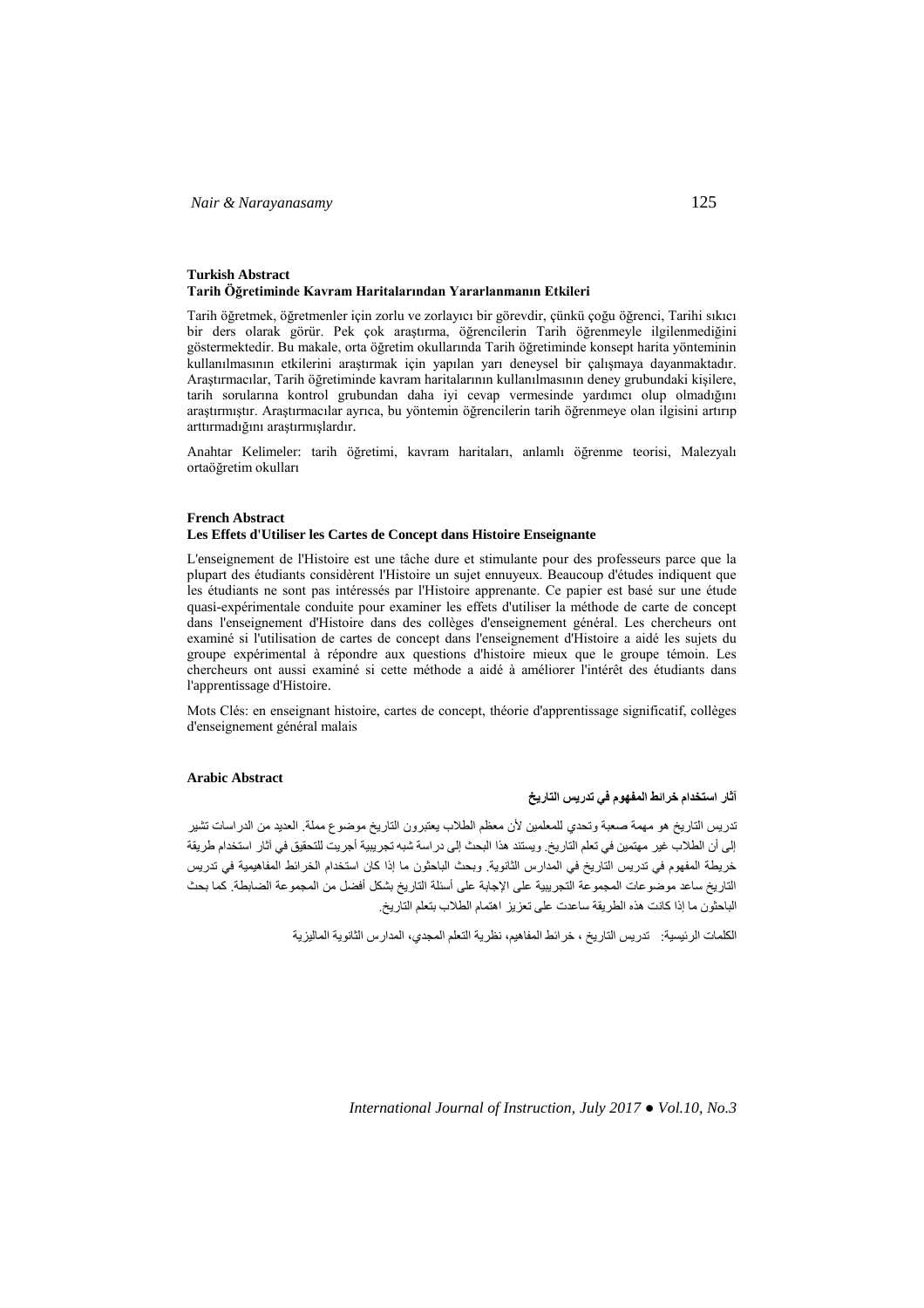**Turkish Abstract**

**Tarih Öğretiminde Kavram Haritalarından Yararlanmanın Etkileri**

Tarih öğretmek, öğretmenler için zorlu ve zorlayıcı bir görevdir, çünkü çoğu öğrenci, Tarihi sıkıcı bir ders olarak görür. Pek çok araştırma, öğrencilerin Tarih öğrenmeyle ilgilenmediğini göstermektedir. Bu makale, orta öğretim okullarında Tarih öğretiminde konsept harita yönteminin kullanılmasının etkilerini araştırmak için yapılan yarı deneysel bir çalışmaya dayanmaktadır. Araştırmacılar, Tarih öğretiminde kavram haritalarının kullanılmasının deney grubundaki kişilere, tarih sorularına kontrol grubundan daha iyi cevap vermesinde yardımcı olup olmadığını araştırmıştır. Araştırmacılar ayrıca, bu yöntemin öğrencilerin tarih öğrenmeye olan ilgisini artırıp arttırmadığını araştırmışlardır.

Anahtar Kelimeler: tarih öğretimi, kavram haritaları, anlamlı öğrenme teorisi, Malezyalı ortaöğretim okulları

**French Abstract**

**Les Effets d'Utiliser les Cartes de Concept dans Histoire Enseignante**

L'enseignement de l'Histoire est une tâche dure et stimulante pour des professeurs parce que la plupart des étudiants considèrent l'Histoire un sujet ennuyeux. Beaucoup d'études indiquent que les étudiants ne sont pas intéressés par l'Histoire apprenante. Ce papier est basé sur une étude quasi-expérimentale conduite pour examiner les effets d'utiliser la méthode de carte de concept dans l'enseignement d'Histoire dans des collèges d'enseignement général. Les chercheurs ont examiné si l'utilisation de cartes de concept dans l'enseignement d'Histoire a aidé les sujets du groupe expérimental à répondre aux questions d'histoire mieux que le groupe témoin. Les chercheurs ont aussi examiné si cette méthode a aidé à améliorer l'intérêt des étudiants dans l'apprentissage d'Histoire.

Mots Clés: en enseignant histoire, cartes de concept, théorie d'apprentissage significatif, collèges d'enseignement général malais

**Arabic Abstract**

**آثار استخدام خرائط المفهوم في تدريس التاريخ**

تدريس التاريخ هو مهمة صعبة وتحدي للمعلمين لأن معظم الطلاب يعتبرون التاريخ موضوع مملة. العديد من الدراسات تشير إلى أن الطلاب غير مهتمين في تعلم التاريخ. ويستند هذا البحث إلى دراسة شبه تجريبية أجريت للتحقيق في آثار استخدام طريقة خريطة المفهوم في تدريس التاريخ في المدارس الثانوية. وبحث الباحثون ما إذا كان استخدام الخرائط المفاهيمية في تدريس التاريخ ساعد موضوعات المجموعة التجريبية على الإجابة على أسئلة التاريخ بشكل أفضل من المجموعة الضابطة. كما بحث الباحثون ما إذا كانت هذه الطريقة ساعدت على تعزيز اهتمام الطلاب بتعلم التاريخ.

الكلمات الرئيسية: تدريس التاريخ ، خرائط المفاهيم، نظرية التعلم المجدي، المدارس الثانوية الماليزية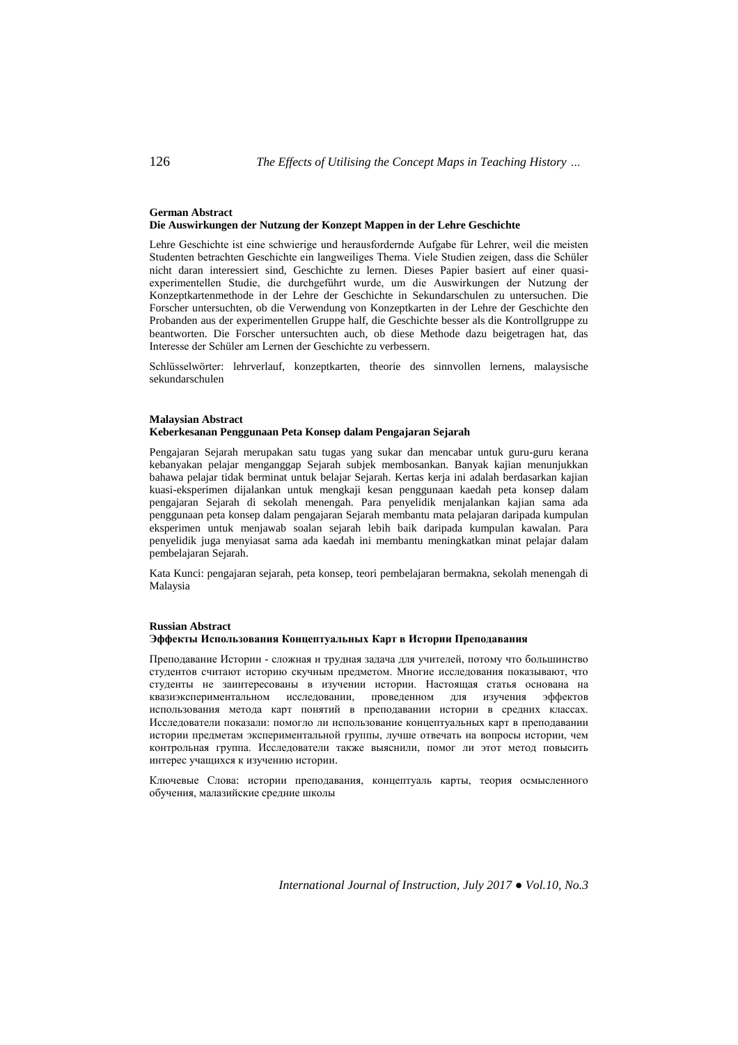**German Abstract**

**Die Auswirkungen der Nutzung der Konzept Mappen in der Lehre Geschichte**

Lehre Geschichte ist eine schwierige und herausfordernde Aufgabe für Lehrer, weil die meisten Studenten betrachten Geschichte ein langweiliges Thema. Viele Studien zeigen, dass die Schüler nicht daran interessiert sind, Geschichte zu lernen. Dieses Papier basiert auf einer quasi-experimentellen Studie, die durchgeführt wurde, um die Auswirkungen der Nutzung der Konzeptkartenmethode in der Lehre der Geschichte in Sekundarschulen zu untersuchen. Die Forscher untersuchten, ob die Verwendung von Konzeptkarten in der Lehre der Geschichte den Probanden aus der experimentellen Gruppe half, die Geschichte besser als die Kontrollgruppe zu beantworten. Die Forscher untersuchten auch, ob diese Methode dazu beigetragen hat, das Interesse der Schüler am Lernen der Geschichte zu verbessern.

Schlüsselwörter: lehrverlauf, konzeptkarten, theorie des sinnvollen lernens, malaysische sekundarschulen

**Malaysian Abstract**

**Keberkesanan Penggunaan Peta Konsep dalam Pengajaran Sejarah**

Pengajaran Sejarah merupakan satu tugas yang sukar dan mencabar untuk guru-guru kerana kebanyakan pelajar menganggap Sejarah subjek membosankan. Banyak kajian menunjukkan bahawa pelajar tidak berminat untuk belajar Sejarah. Kertas kerja ini adalah berdasarkan kajian kuasi-eksperimen dijalankan untuk mengkaji kesan penggunaan kaedah peta konsep dalam pengajaran Sejarah di sekolah menengah. Para penyelidik menjalankan kajian sama ada penggunaan peta konsep dalam pengajaran Sejarah membantu mata pelajaran daripada kumpulan eksperimen untuk menjawab soalan sejarah lebih baik daripada kumpulan kawalan. Para penyelidik juga menyiasat sama ada kaedah ini membantu meningkatkan minat pelajar dalam pembelajaran Sejarah.

Kata Kunci: pengajaran sejarah, peta konsep, teori pembelajaran bermakna, sekolah menengah di Malaysia

**Russian Abstract**

**Эффекты Использования Концептуальных Карт в Истории Преподавания**

Преподавание Истории - сложная и трудная задача для учителей, потому что большинство студентов считают историю скучным предметом. Многие исследования показывают, что студенты не заинтересованы в изучении истории. Настоящая статья основана на квазиэкспериментальном исследовании, проведенном для изучения эффектов использования метода карт понятий в преподавании истории в средних классах. Исследователи показали: помогло ли использование концептуальных карт в преподавании истории предметам экспериментальной группы, лучше отвечать на вопросы истории, чем контрольная группа. Исследователи также выяснили, помог ли этот метод повысить интерес учащихся к изучению истории.

Ключевые Слова: истории преподавания, концептуаль карты, теория осмысленного обучения, малазийские средние школы